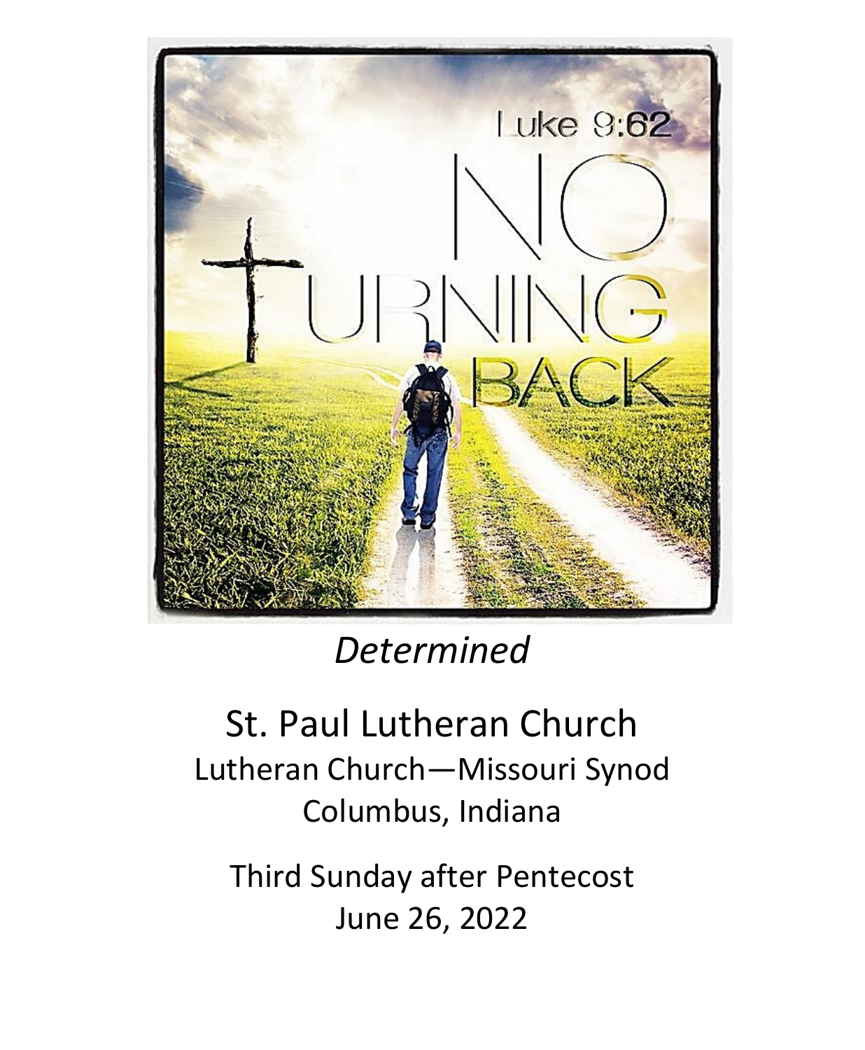*Determined*

# St. Paul Lutheran Church

Lutheran Church—Missouri Synod
Columbus, Indiana

Third Sunday after Pentecost
June 26, 2022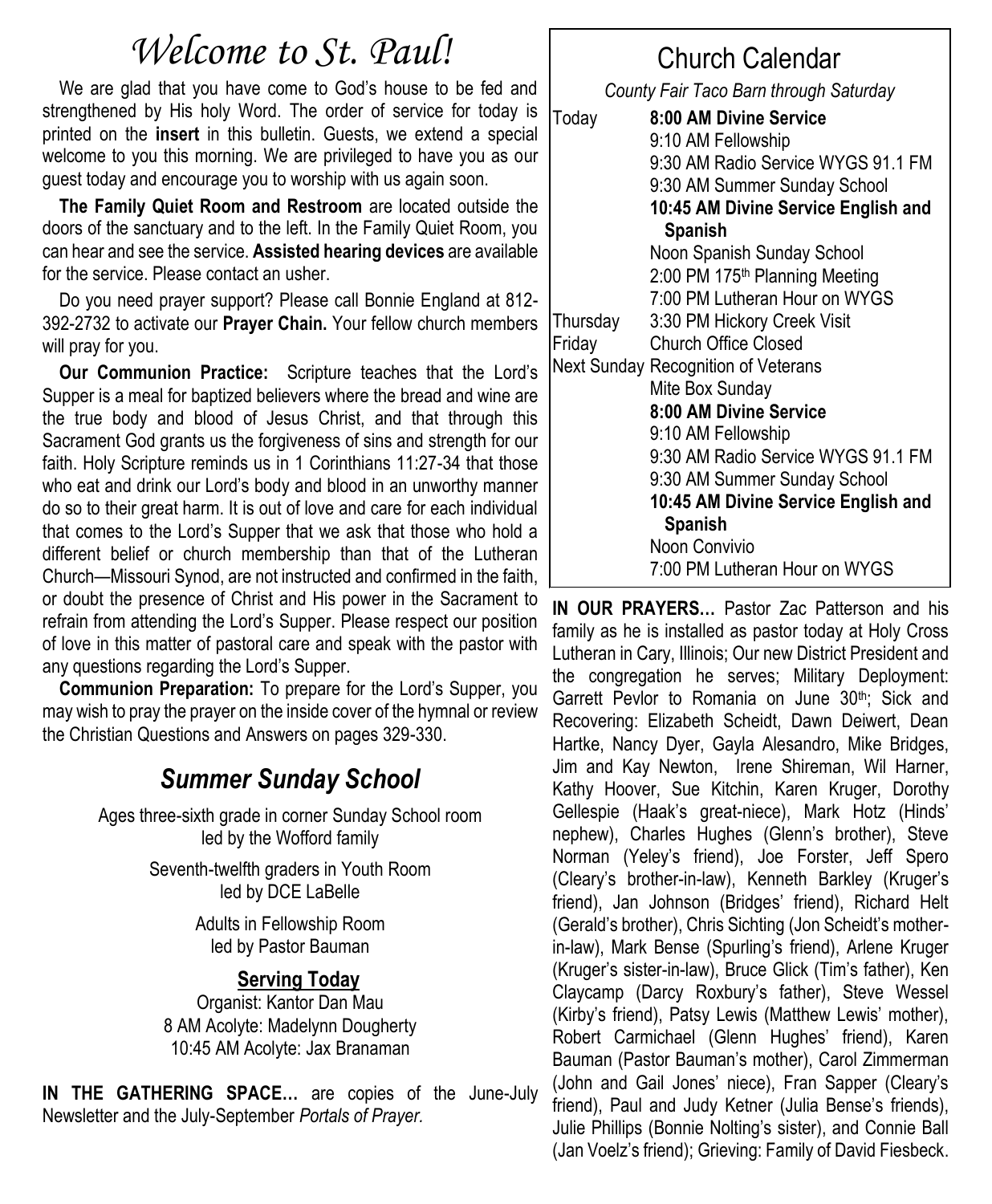# *Welcome to St. Paul!*

We are glad that you have come to God's house to be fed and strengthened by His holy Word. The order of service for today is printed on the **insert** in this bulletin. Guests, we extend a special welcome to you this morning. We are privileged to have you as our guest today and encourage you to worship with us again soon.

**The Family Quiet Room and Restroom** are located outside the doors of the sanctuary and to the left. In the Family Quiet Room, you can hear and see the service. **Assisted hearing devices** are available for the service. Please contact an usher.

Do you need prayer support? Please call Bonnie England at 812-392-2732 to activate our **Prayer Chain.** Your fellow church members will pray for you.

**Our Communion Practice:** Scripture teaches that the Lord's Supper is a meal for baptized believers where the bread and wine are the true body and blood of Jesus Christ, and that through this Sacrament God grants us the forgiveness of sins and strength for our faith. Holy Scripture reminds us in 1 Corinthians 11:27-34 that those who eat and drink our Lord's body and blood in an unworthy manner do so to their great harm. It is out of love and care for each individual that comes to the Lord's Supper that we ask that those who hold a different belief or church membership than that of the Lutheran Church—Missouri Synod, are not instructed and confirmed in the faith, or doubt the presence of Christ and His power in the Sacrament to refrain from attending the Lord's Supper. Please respect our position of love in this matter of pastoral care and speak with the pastor with any questions regarding the Lord's Supper.

**Communion Preparation:** To prepare for the Lord's Supper, you may wish to pray the prayer on the inside cover of the hymnal or review the Christian Questions and Answers on pages 329-330.

## *Summer Sunday School*

Ages three-sixth grade in corner Sunday School room led by the Wofford family

Seventh-twelfth graders in Youth Room led by DCE LaBelle

Adults in Fellowship Room led by Pastor Bauman

### Serving Today

Organist: Kantor Dan Mau
8 AM Acolyte: Madelynn Dougherty
10:45 AM Acolyte: Jax Branaman

**IN THE GATHERING SPACE…** are copies of the June-July Newsletter and the July-September *Portals of Prayer.*

## Church Calendar

*County Fair Taco Barn through Saturday*

| | |
|---|---|
| Today | **8:00 AM Divine Service** |
| | 9:10 AM Fellowship |
| | 9:30 AM Radio Service WYGS 91.1 FM |
| | 9:30 AM Summer Sunday School |
| | **10:45 AM Divine Service English and Spanish** |
| | Noon Spanish Sunday School |
| | 2:00 PM 175th Planning Meeting |
| | 7:00 PM Lutheran Hour on WYGS |
| Thursday | 3:30 PM Hickory Creek Visit |
| Friday | Church Office Closed |
| Next Sunday | Recognition of Veterans |
| | Mite Box Sunday |
| | **8:00 AM Divine Service** |
| | 9:10 AM Fellowship |
| | 9:30 AM Radio Service WYGS 91.1 FM |
| | 9:30 AM Summer Sunday School |
| | **10:45 AM Divine Service English and Spanish** |
| | Noon Convivio |
| | 7:00 PM Lutheran Hour on WYGS |

**IN OUR PRAYERS…** Pastor Zac Patterson and his family as he is installed as pastor today at Holy Cross Lutheran in Cary, Illinois; Our new District President and the congregation he serves; Military Deployment: Garrett Pevlor to Romania on June 30th; Sick and Recovering: Elizabeth Scheidt, Dawn Deiwert, Dean Hartke, Nancy Dyer, Gayla Alesandro, Mike Bridges, Jim and Kay Newton, Irene Shireman, Wil Harner, Kathy Hoover, Sue Kitchin, Karen Kruger, Dorothy Gellespie (Haak's great-niece), Mark Hotz (Hinds' nephew), Charles Hughes (Glenn's brother), Steve Norman (Yeley's friend), Joe Forster, Jeff Spero (Cleary's brother-in-law), Kenneth Barkley (Kruger's friend), Jan Johnson (Bridges' friend), Richard Helt (Gerald's brother), Chris Sichting (Jon Scheidt's mother-in-law), Mark Bense (Spurling's friend), Arlene Kruger (Kruger's sister-in-law), Bruce Glick (Tim's father), Ken Claycamp (Darcy Roxbury's father), Steve Wessel (Kirby's friend), Patsy Lewis (Matthew Lewis' mother), Robert Carmichael (Glenn Hughes' friend), Karen Bauman (Pastor Bauman's mother), Carol Zimmerman (John and Gail Jones' niece), Fran Sapper (Cleary's friend), Paul and Judy Ketner (Julia Bense's friends), Julie Phillips (Bonnie Nolting's sister), and Connie Ball (Jan Voelz's friend); Grieving: Family of David Fiesbeck.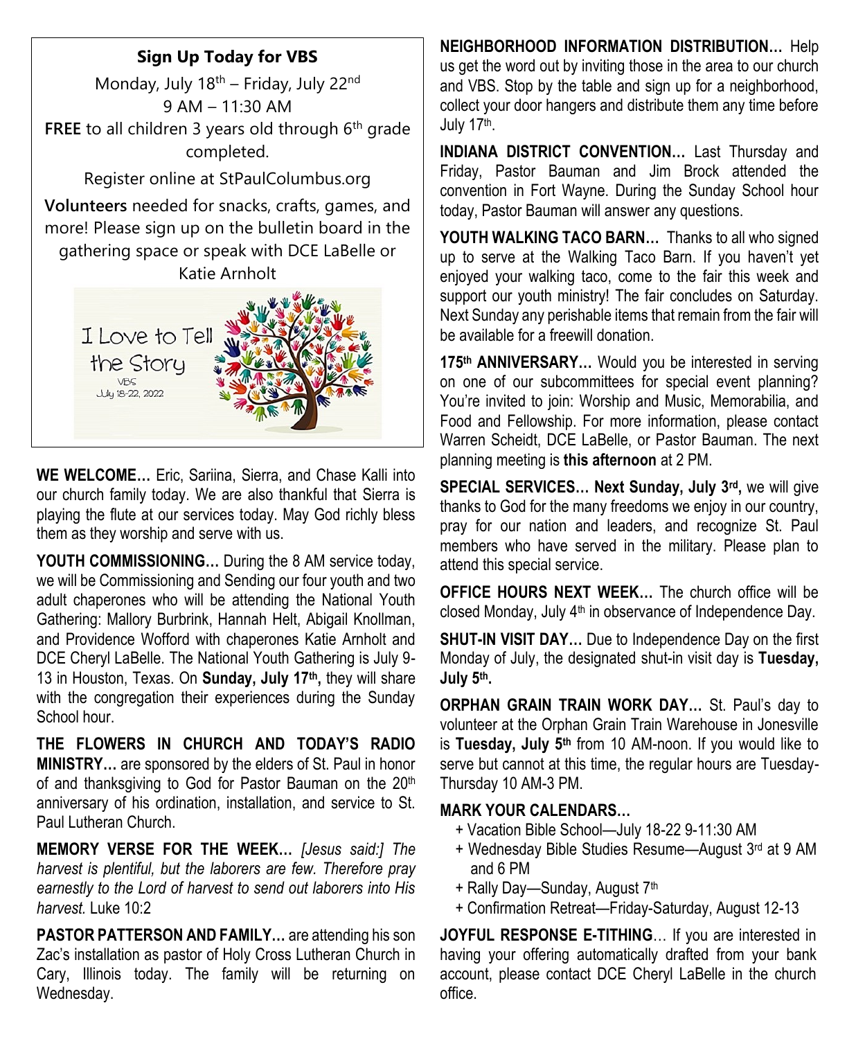## Sign Up Today for VBS

Monday, July 18th – Friday, July 22nd
9 AM – 11:30 AM
**FREE** to all children 3 years old through 6th grade completed.

Register online at StPaulColumbus.org

**Volunteers** needed for snacks, crafts, games, and more! Please sign up on the bulletin board in the gathering space or speak with DCE LaBelle or Katie Arnholt

I Love to Tell the Story
VBS
July 18-22, 2022

**WE WELCOME…** Eric, Sariina, Sierra, and Chase Kalli into our church family today. We are also thankful that Sierra is playing the flute at our services today. May God richly bless them as they worship and serve with us.

**YOUTH COMMISSIONING…** During the 8 AM service today, we will be Commissioning and Sending our four youth and two adult chaperones who will be attending the National Youth Gathering: Mallory Burbrink, Hannah Helt, Abigail Knollman, and Providence Wofford with chaperones Katie Arnholt and DCE Cheryl LaBelle. The National Youth Gathering is July 9-13 in Houston, Texas. On **Sunday, July 17th,** they will share with the congregation their experiences during the Sunday School hour.

**THE FLOWERS IN CHURCH AND TODAY'S RADIO MINISTRY…** are sponsored by the elders of St. Paul in honor of and thanksgiving to God for Pastor Bauman on the 20th anniversary of his ordination, installation, and service to St. Paul Lutheran Church.

**MEMORY VERSE FOR THE WEEK…** *[Jesus said:] The harvest is plentiful, but the laborers are few. Therefore pray earnestly to the Lord of harvest to send out laborers into His harvest.* Luke 10:2

**PASTOR PATTERSON AND FAMILY…** are attending his son Zac's installation as pastor of Holy Cross Lutheran Church in Cary, Illinois today. The family will be returning on Wednesday.

**NEIGHBORHOOD INFORMATION DISTRIBUTION…** Help us get the word out by inviting those in the area to our church and VBS. Stop by the table and sign up for a neighborhood, collect your door hangers and distribute them any time before July 17th.

**INDIANA DISTRICT CONVENTION…** Last Thursday and Friday, Pastor Bauman and Jim Brock attended the convention in Fort Wayne. During the Sunday School hour today, Pastor Bauman will answer any questions.

**YOUTH WALKING TACO BARN…** Thanks to all who signed up to serve at the Walking Taco Barn. If you haven't yet enjoyed your walking taco, come to the fair this week and support our youth ministry! The fair concludes on Saturday. Next Sunday any perishable items that remain from the fair will be available for a freewill donation.

**175th ANNIVERSARY…** Would you be interested in serving on one of our subcommittees for special event planning? You're invited to join: Worship and Music, Memorabilia, and Food and Fellowship. For more information, please contact Warren Scheidt, DCE LaBelle, or Pastor Bauman. The next planning meeting is **this afternoon** at 2 PM.

**SPECIAL SERVICES… Next Sunday, July 3rd,** we will give thanks to God for the many freedoms we enjoy in our country, pray for our nation and leaders, and recognize St. Paul members who have served in the military. Please plan to attend this special service.

**OFFICE HOURS NEXT WEEK…** The church office will be closed Monday, July 4th in observance of Independence Day.

**SHUT-IN VISIT DAY…** Due to Independence Day on the first Monday of July, the designated shut-in visit day is **Tuesday, July 5th.**

**ORPHAN GRAIN TRAIN WORK DAY…** St. Paul's day to volunteer at the Orphan Grain Train Warehouse in Jonesville is **Tuesday, July 5th** from 10 AM-noon. If you would like to serve but cannot at this time, the regular hours are Tuesday-Thursday 10 AM-3 PM.

**MARK YOUR CALENDARS…**

+ Vacation Bible School—July 18-22 9-11:30 AM
+ Wednesday Bible Studies Resume—August 3rd at 9 AM and 6 PM
+ Rally Day—Sunday, August 7th
+ Confirmation Retreat—Friday-Saturday, August 12-13

**JOYFUL RESPONSE E-TITHING**… If you are interested in having your offering automatically drafted from your bank account, please contact DCE Cheryl LaBelle in the church office.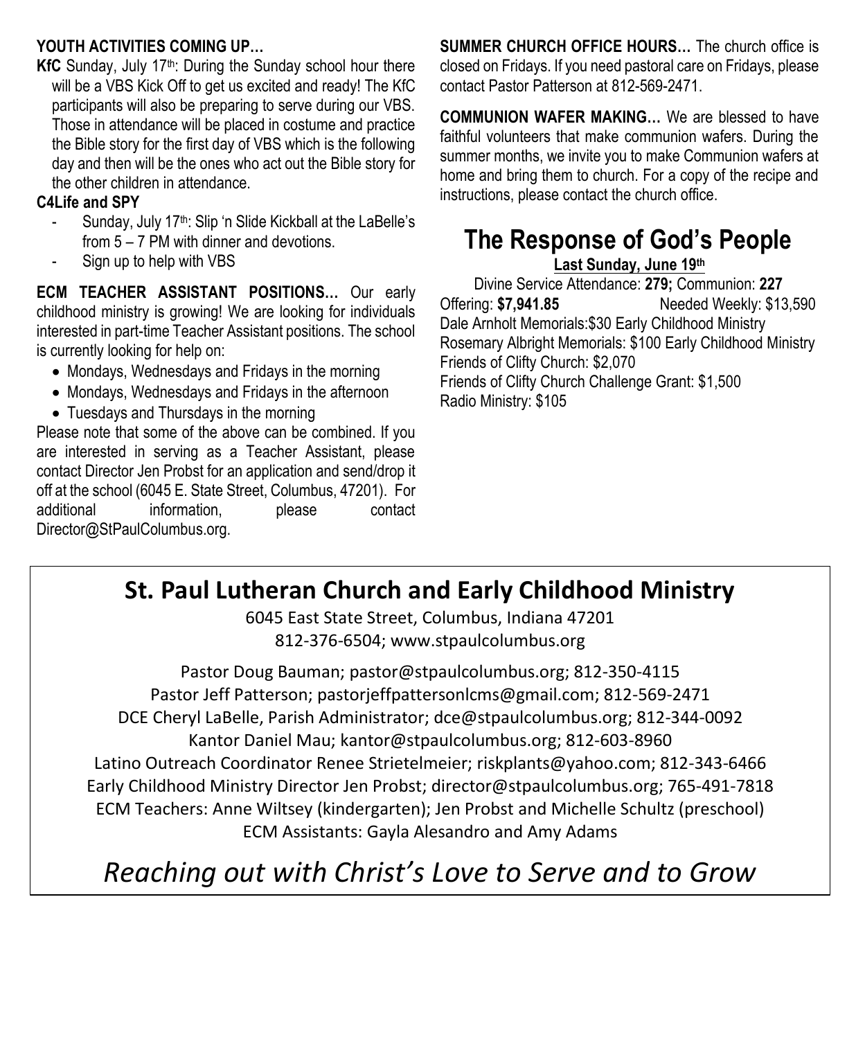**YOUTH ACTIVITIES COMING UP…**

**KfC** Sunday, July 17th: During the Sunday school hour there will be a VBS Kick Off to get us excited and ready! The KfC participants will also be preparing to serve during our VBS. Those in attendance will be placed in costume and practice the Bible story for the first day of VBS which is the following day and then will be the ones who act out the Bible story for the other children in attendance.

**C4Life and SPY**

- Sunday, July 17th: Slip 'n Slide Kickball at the LaBelle's from 5 – 7 PM with dinner and devotions.
- Sign up to help with VBS

**ECM TEACHER ASSISTANT POSITIONS…** Our early childhood ministry is growing! We are looking for individuals interested in part-time Teacher Assistant positions. The school is currently looking for help on:

- Mondays, Wednesdays and Fridays in the morning
- Mondays, Wednesdays and Fridays in the afternoon
- Tuesdays and Thursdays in the morning

Please note that some of the above can be combined. If you are interested in serving as a Teacher Assistant, please contact Director Jen Probst for an application and send/drop it off at the school (6045 E. State Street, Columbus, 47201). For additional information, please contact Director@StPaulColumbus.org.

**SUMMER CHURCH OFFICE HOURS…** The church office is closed on Fridays. If you need pastoral care on Fridays, please contact Pastor Patterson at 812-569-2471.

**COMMUNION WAFER MAKING…** We are blessed to have faithful volunteers that make communion wafers. During the summer months, we invite you to make Communion wafers at home and bring them to church. For a copy of the recipe and instructions, please contact the church office.

## The Response of God's People

**Last Sunday, June 19th**

Divine Service Attendance: **279;** Communion: **227**

Offering: **$7,941.85** Needed Weekly: $13,590

Dale Arnholt Memorials:$30 Early Childhood Ministry

Rosemary Albright Memorials: $100 Early Childhood Ministry

Friends of Clifty Church: $2,070

Friends of Clifty Church Challenge Grant: $1,500

Radio Ministry: $105

## St. Paul Lutheran Church and Early Childhood Ministry

6045 East State Street, Columbus, Indiana 47201

812-376-6504; www.stpaulcolumbus.org

Pastor Doug Bauman; pastor@stpaulcolumbus.org; 812-350-4115

Pastor Jeff Patterson; pastorjeffpattersonlcms@gmail.com; 812-569-2471

DCE Cheryl LaBelle, Parish Administrator; dce@stpaulcolumbus.org; 812-344-0092

Kantor Daniel Mau; kantor@stpaulcolumbus.org; 812-603-8960

Latino Outreach Coordinator Renee Strietelmeier; riskplants@yahoo.com; 812-343-6466

Early Childhood Ministry Director Jen Probst; director@stpaulcolumbus.org; 765-491-7818

ECM Teachers: Anne Wiltsey (kindergarten); Jen Probst and Michelle Schultz (preschool)

ECM Assistants: Gayla Alesandro and Amy Adams

*Reaching out with Christ's Love to Serve and to Grow*